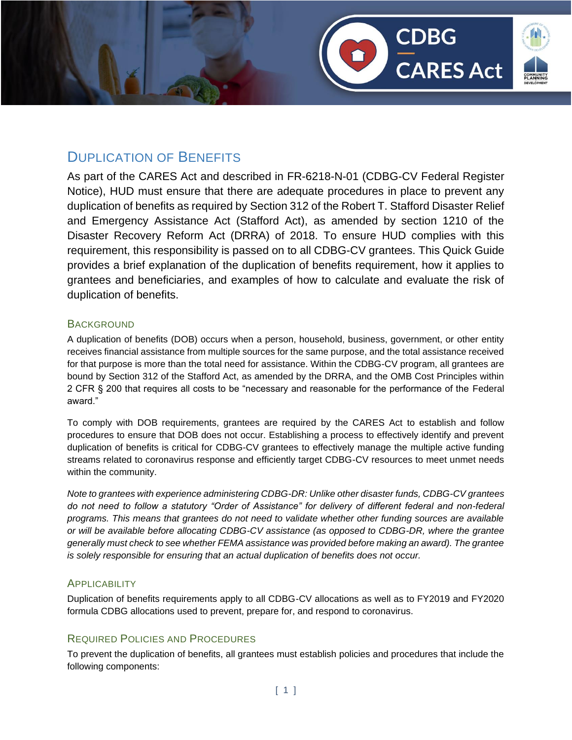# Duplication of Benefits

As part of the CARES Act and described in FR-6218-N-01 (CDBG-CV Federal Register Notice), HUD must ensure that there are adequate procedures in place to prevent any duplication of benefits as required by Section 312 of the Robert T. Stafford Disaster Relief and Emergency Assistance Act (Stafford Act), as amended by section 1210 of the Disaster Recovery Reform Act (DRRA) of 2018. To ensure HUD complies with this requirement, this responsibility is passed on to all CDBG-CV grantees. This Quick Guide provides a brief explanation of the duplication of benefits requirement, how it applies to grantees and beneficiaries, and examples of how to calculate and evaluate the risk of duplication of benefits.

## Background

A duplication of benefits (DOB) occurs when a person, household, business, government, or other entity receives financial assistance from multiple sources for the same purpose, and the total assistance received for that purpose is more than the total need for assistance. Within the CDBG-CV program, all grantees are bound by Section 312 of the Stafford Act, as amended by the DRRA, and the OMB Cost Principles within 2 CFR § 200 that requires all costs to be "necessary and reasonable for the performance of the Federal award."

To comply with DOB requirements, grantees are required by the CARES Act to establish and follow procedures to ensure that DOB does not occur. Establishing a process to effectively identify and prevent duplication of benefits is critical for CDBG-CV grantees to effectively manage the multiple active funding streams related to coronavirus response and efficiently target CDBG-CV resources to meet unmet needs within the community.

*Note to grantees with experience administering CDBG-DR: Unlike other disaster funds, CDBG-CV grantees do not need to follow a statutory "Order of Assistance" for delivery of different federal and non-federal programs. This means that grantees do not need to validate whether other funding sources are available or will be available before allocating CDBG-CV assistance (as opposed to CDBG-DR, where the grantee generally must check to see whether FEMA assistance was provided before making an award). The grantee is solely responsible for ensuring that an actual duplication of benefits does not occur.*

## Applicability

Duplication of benefits requirements apply to all CDBG-CV allocations as well as to FY2019 and FY2020 formula CDBG allocations used to prevent, prepare for, and respond to coronavirus.

## Required Policies and Procedures

To prevent the duplication of benefits, all grantees must establish policies and procedures that include the following components: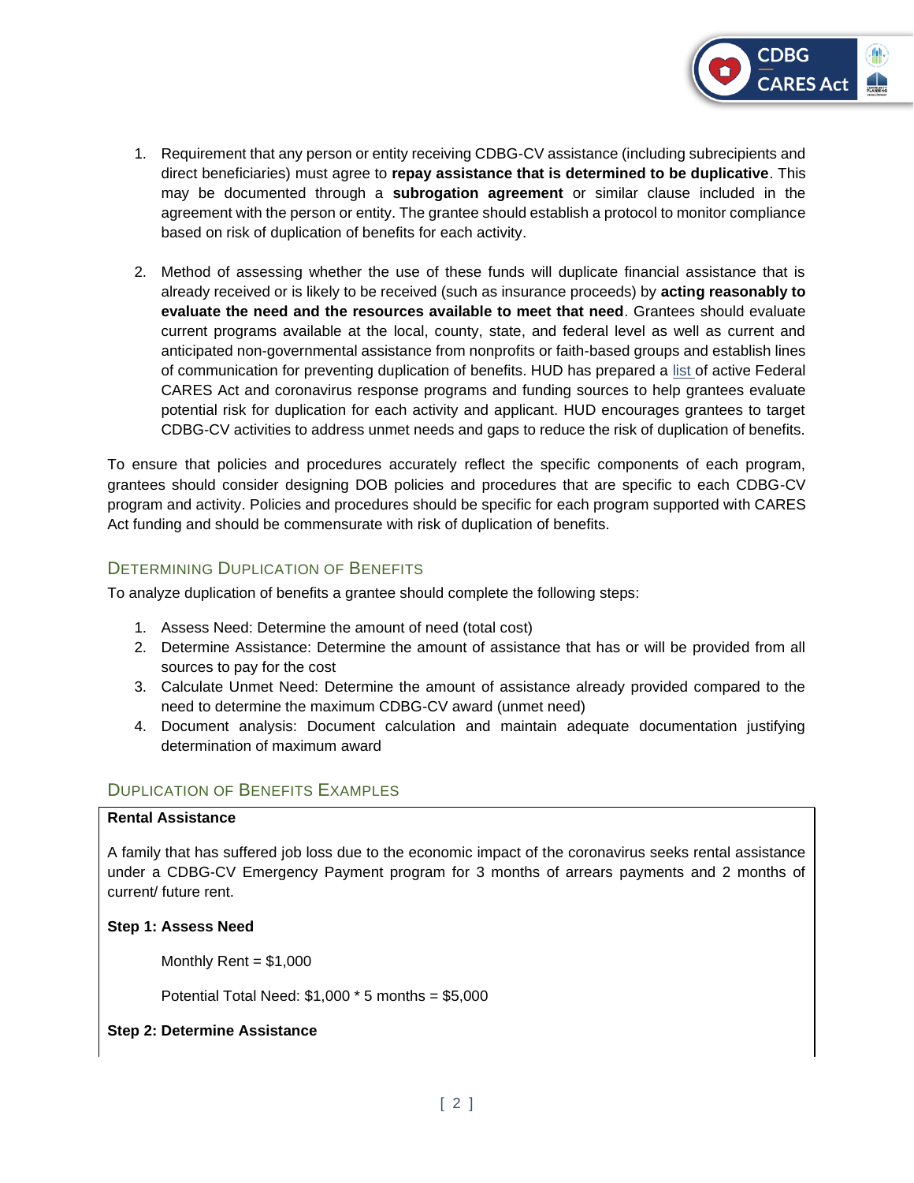1. Requirement that any person or entity receiving CDBG-CV assistance (including subrecipients and direct beneficiaries) must agree to **repay assistance that is determined to be duplicative**. This may be documented through a **subrogation agreement** or similar clause included in the agreement with the person or entity. The grantee should establish a protocol to monitor compliance based on risk of duplication of benefits for each activity.

2. Method of assessing whether the use of these funds will duplicate financial assistance that is already received or is likely to be received (such as insurance proceeds) by **acting reasonably to evaluate the need and the resources available to meet that need**. Grantees should evaluate current programs available at the local, county, state, and federal level as well as current and anticipated non-governmental assistance from nonprofits or faith-based groups and establish lines of communication for preventing duplication of benefits. HUD has prepared a list of active Federal CARES Act and coronavirus response programs and funding sources to help grantees evaluate potential risk for duplication for each activity and applicant. HUD encourages grantees to target CDBG-CV activities to address unmet needs and gaps to reduce the risk of duplication of benefits.

To ensure that policies and procedures accurately reflect the specific components of each program, grantees should consider designing DOB policies and procedures that are specific to each CDBG-CV program and activity. Policies and procedures should be specific for each program supported with CARES Act funding and should be commensurate with risk of duplication of benefits.

## Determining Duplication of Benefits

To analyze duplication of benefits a grantee should complete the following steps:

1. Assess Need: Determine the amount of need (total cost)
2. Determine Assistance: Determine the amount of assistance that has or will be provided from all sources to pay for the cost
3. Calculate Unmet Need: Determine the amount of assistance already provided compared to the need to determine the maximum CDBG-CV award (unmet need)
4. Document analysis: Document calculation and maintain adequate documentation justifying determination of maximum award

## Duplication of Benefits Examples

**Rental Assistance**

A family that has suffered job loss due to the economic impact of the coronavirus seeks rental assistance under a CDBG-CV Emergency Payment program for 3 months of arrears payments and 2 months of current/ future rent.

**Step 1: Assess Need**

Monthly Rent = $1,000

Potential Total Need: $1,000 * 5 months = $5,000

**Step 2: Determine Assistance**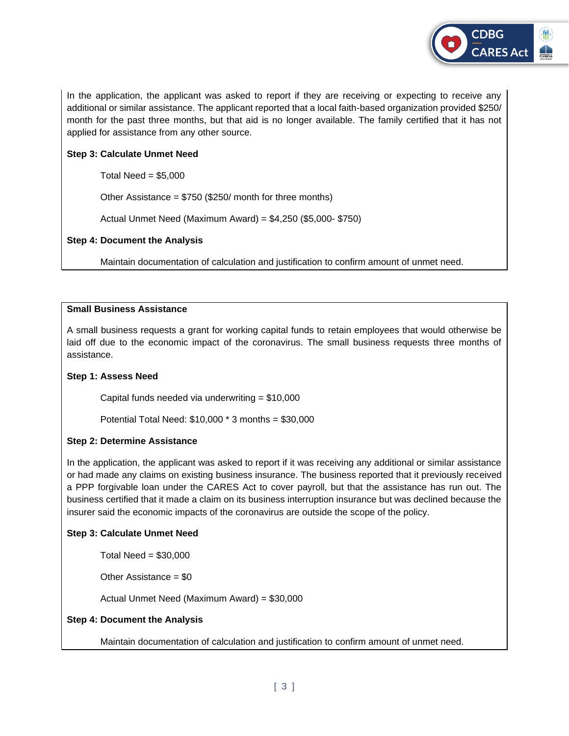In the application, the applicant was asked to report if they are receiving or expecting to receive any additional or similar assistance. The applicant reported that a local faith-based organization provided $250/ month for the past three months, but that aid is no longer available. The family certified that it has not applied for assistance from any other source.

**Step 3: Calculate Unmet Need**

Total Need = $5,000

Other Assistance = $750 ($250/ month for three months)

Actual Unmet Need (Maximum Award) = $4,250 ($5,000- $750)

**Step 4: Document the Analysis**

Maintain documentation of calculation and justification to confirm amount of unmet need.

**Small Business Assistance**

A small business requests a grant for working capital funds to retain employees that would otherwise be laid off due to the economic impact of the coronavirus. The small business requests three months of assistance.

**Step 1: Assess Need**

Capital funds needed via underwriting = $10,000

Potential Total Need: $10,000 * 3 months = $30,000

**Step 2: Determine Assistance**

In the application, the applicant was asked to report if it was receiving any additional or similar assistance or had made any claims on existing business insurance. The business reported that it previously received a PPP forgivable loan under the CARES Act to cover payroll, but that the assistance has run out. The business certified that it made a claim on its business interruption insurance but was declined because the insurer said the economic impacts of the coronavirus are outside the scope of the policy.

**Step 3: Calculate Unmet Need**

Total Need = $30,000

Other Assistance = $0

Actual Unmet Need (Maximum Award) = $30,000

**Step 4: Document the Analysis**

Maintain documentation of calculation and justification to confirm amount of unmet need.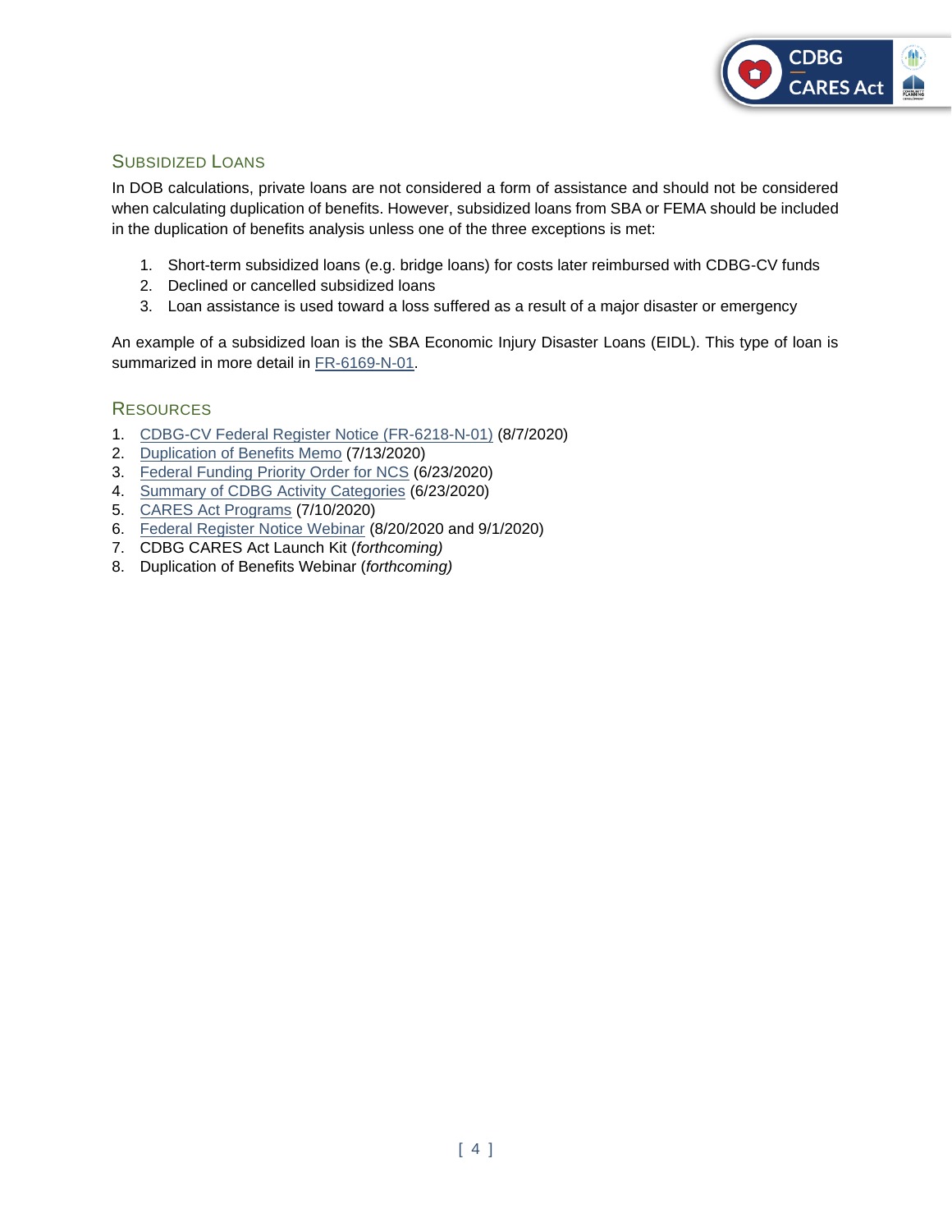## Subsidized Loans

In DOB calculations, private loans are not considered a form of assistance and should not be considered when calculating duplication of benefits. However, subsidized loans from SBA or FEMA should be included in the duplication of benefits analysis unless one of the three exceptions is met:

1. Short-term subsidized loans (e.g. bridge loans) for costs later reimbursed with CDBG-CV funds
2. Declined or cancelled subsidized loans
3. Loan assistance is used toward a loss suffered as a result of a major disaster or emergency

An example of a subsidized loan is the SBA Economic Injury Disaster Loans (EIDL). This type of loan is summarized in more detail in FR-6169-N-01.

## Resources

1. CDBG-CV Federal Register Notice (FR-6218-N-01) (8/7/2020)
2. Duplication of Benefits Memo (7/13/2020)
3. Federal Funding Priority Order for NCS (6/23/2020)
4. Summary of CDBG Activity Categories (6/23/2020)
5. CARES Act Programs (7/10/2020)
6. Federal Register Notice Webinar (8/20/2020 and 9/1/2020)
7. CDBG CARES Act Launch Kit (*forthcoming)*
8. Duplication of Benefits Webinar (*forthcoming)*